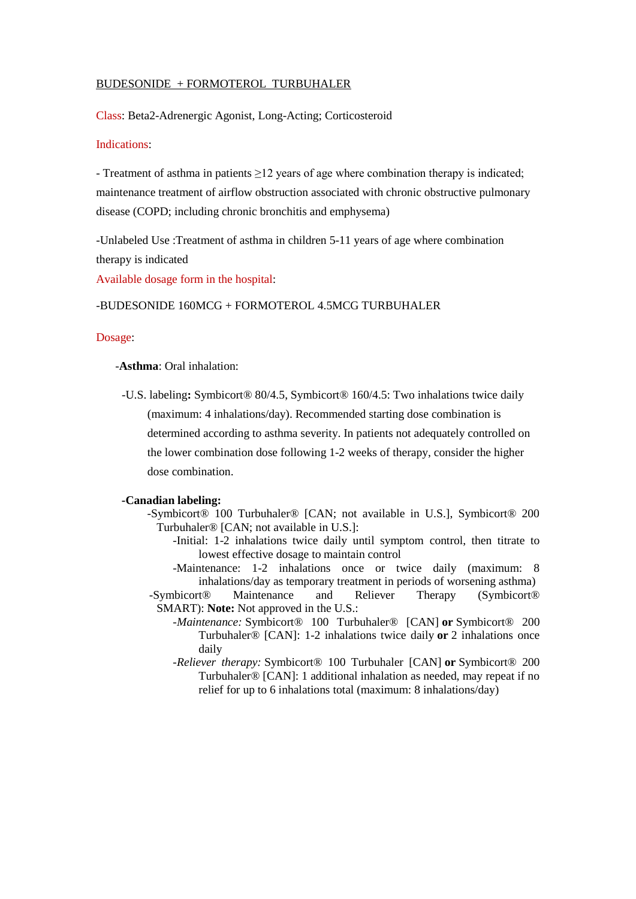BUDESONIDE + FORMOTEROL TURBUHALER

Class: Beta2-Adrenergic Agonist, Long-Acting; Corticosteroid

Indications:

- Treatment of asthma in patients ≥12 years of age where combination therapy is indicated; maintenance treatment of airflow obstruction associated with chronic obstructive pulmonary disease (COPD; including chronic bronchitis and emphysema)

-Unlabeled Use :Treatment of asthma in children 5-11 years of age where combination therapy is indicated

Available dosage form in the hospital:

-BUDESONIDE 160MCG + FORMOTEROL 4.5MCG TURBUHALER

Dosage:

-**Asthma**: Oral inhalation:

-U.S. labeling**:** Symbicort® 80/4.5, Symbicort® 160/4.5: Two inhalations twice daily (maximum: 4 inhalations/day). Recommended starting dose combination is determined according to asthma severity. In patients not adequately controlled on the lower combination dose following 1-2 weeks of therapy, consider the higher dose combination.

**-Canadian labeling:**

-Symbicort® 100 Turbuhaler® [CAN; not available in U.S.], Symbicort® 200 Turbuhaler® [CAN; not available in U.S.]:

-Initial: 1-2 inhalations twice daily until symptom control, then titrate to lowest effective dosage to maintain control

-Maintenance: 1-2 inhalations once or twice daily (maximum: 8 inhalations/day as temporary treatment in periods of worsening asthma)

-Symbicort® Maintenance and Reliever Therapy (Symbicort® SMART): **Note:** Not approved in the U.S.:

-*Maintenance:* Symbicort® 100 Turbuhaler® [CAN] **or** Symbicort® 200 Turbuhaler® [CAN]: 1-2 inhalations twice daily **or** 2 inhalations once daily

-*Reliever therapy:* Symbicort® 100 Turbuhaler [CAN] **or** Symbicort® 200 Turbuhaler® [CAN]: 1 additional inhalation as needed, may repeat if no relief for up to 6 inhalations total (maximum: 8 inhalations/day)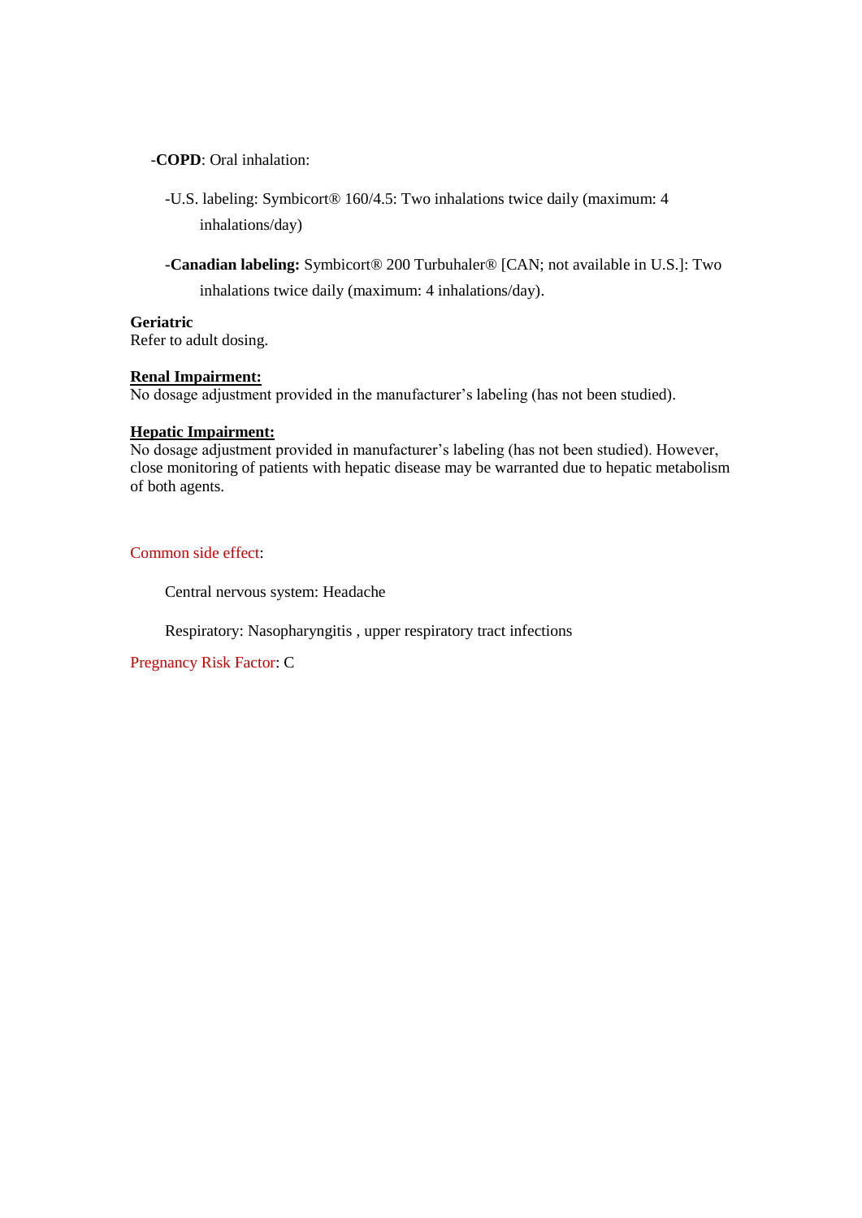-**COPD**: Oral inhalation:

- -U.S. labeling: Symbicort® 160/4.5: Two inhalations twice daily (maximum: 4 inhalations/day)
- **-Canadian labeling:** Symbicort® 200 Turbuhaler® [CAN; not available in U.S.]: Two inhalations twice daily (maximum: 4 inhalations/day).

**Geriatric**
Refer to adult dosing.

**Renal Impairment:**
No dosage adjustment provided in the manufacturer's labeling (has not been studied).

**Hepatic Impairment:**
No dosage adjustment provided in manufacturer's labeling (has not been studied). However, close monitoring of patients with hepatic disease may be warranted due to hepatic metabolism of both agents.

Common side effect:

Central nervous system: Headache

Respiratory: Nasopharyngitis , upper respiratory tract infections

Pregnancy Risk Factor: C